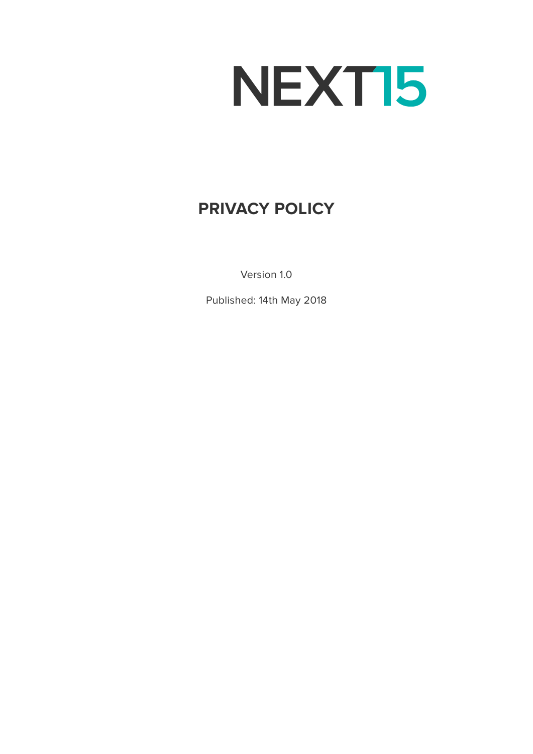NEXT15

# PRIVACY POLICY

Version 1.0

Published: 14th May 2018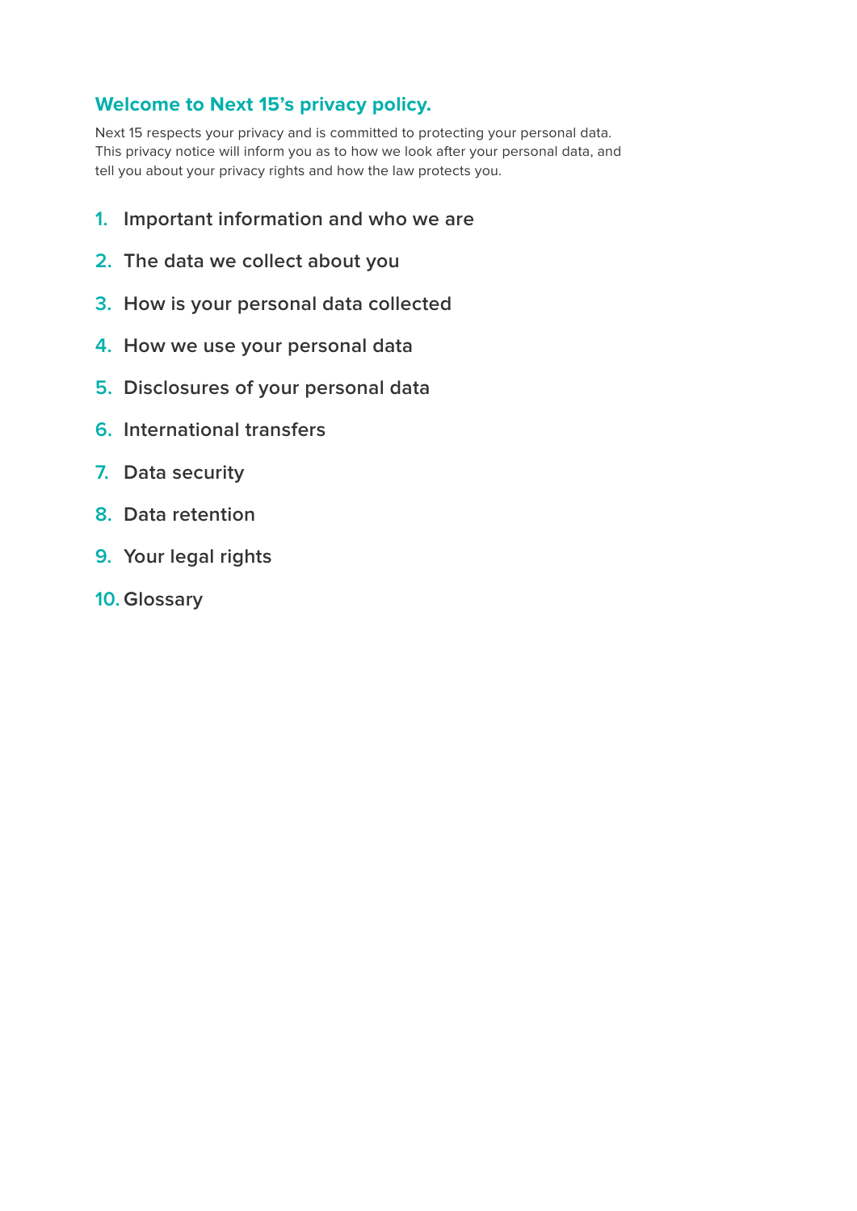## Welcome to Next 15's privacy policy.

Next 15 respects your privacy and is committed to protecting your personal data. This privacy notice will inform you as to how we look after your personal data, and tell you about your privacy rights and how the law protects you.

1. Important information and who we are
2. The data we collect about you
3. How is your personal data collected
4. How we use your personal data
5. Disclosures of your personal data
6. International transfers
7. Data security
8. Data retention
9. Your legal rights
10. Glossary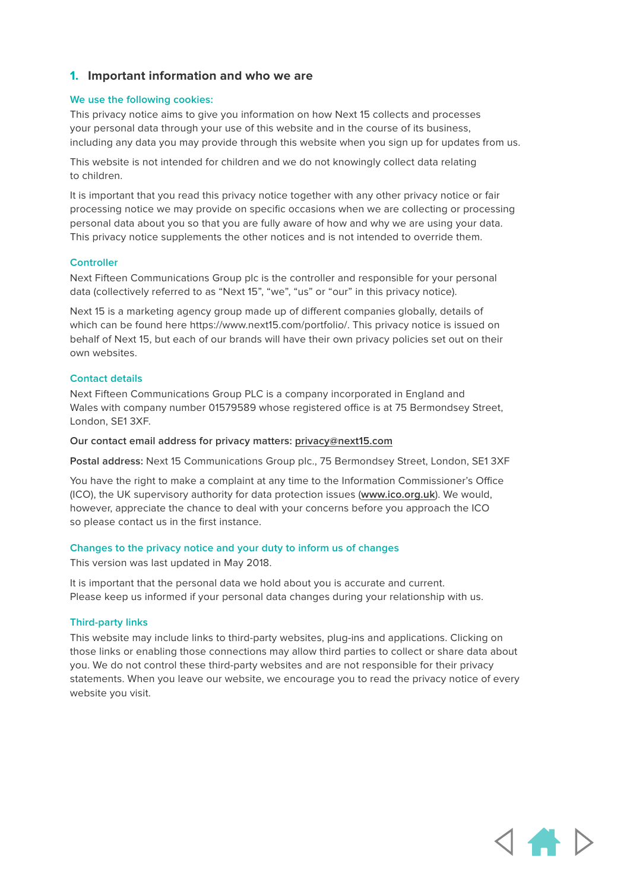## 1. Important information and who we are

### We use the following cookies:

This privacy notice aims to give you information on how Next 15 collects and processes your personal data through your use of this website and in the course of its business, including any data you may provide through this website when you sign up for updates from us.

This website is not intended for children and we do not knowingly collect data relating to children.

It is important that you read this privacy notice together with any other privacy notice or fair processing notice we may provide on specific occasions when we are collecting or processing personal data about you so that you are fully aware of how and why we are using your data. This privacy notice supplements the other notices and is not intended to override them.

### Controller

Next Fifteen Communications Group plc is the controller and responsible for your personal data (collectively referred to as "Next 15", "we", "us" or "our" in this privacy notice).

Next 15 is a marketing agency group made up of different companies globally, details of which can be found here https://www.next15.com/portfolio/. This privacy notice is issued on behalf of Next 15, but each of our brands will have their own privacy policies set out on their own websites.

### Contact details

Next Fifteen Communications Group PLC is a company incorporated in England and Wales with company number 01579589 whose registered office is at 75 Bermondsey Street, London, SE1 3XF.

**Our contact email address for privacy matters:** privacy@next15.com

**Postal address:** Next 15 Communications Group plc., 75 Bermondsey Street, London, SE1 3XF

You have the right to make a complaint at any time to the Information Commissioner's Office (ICO), the UK supervisory authority for data protection issues (www.ico.org.uk). We would, however, appreciate the chance to deal with your concerns before you approach the ICO so please contact us in the first instance.

### Changes to the privacy notice and your duty to inform us of changes

This version was last updated in May 2018.

It is important that the personal data we hold about you is accurate and current. Please keep us informed if your personal data changes during your relationship with us.

### Third-party links

This website may include links to third-party websites, plug-ins and applications. Clicking on those links or enabling those connections may allow third parties to collect or share data about you. We do not control these third-party websites and are not responsible for their privacy statements. When you leave our website, we encourage you to read the privacy notice of every website you visit.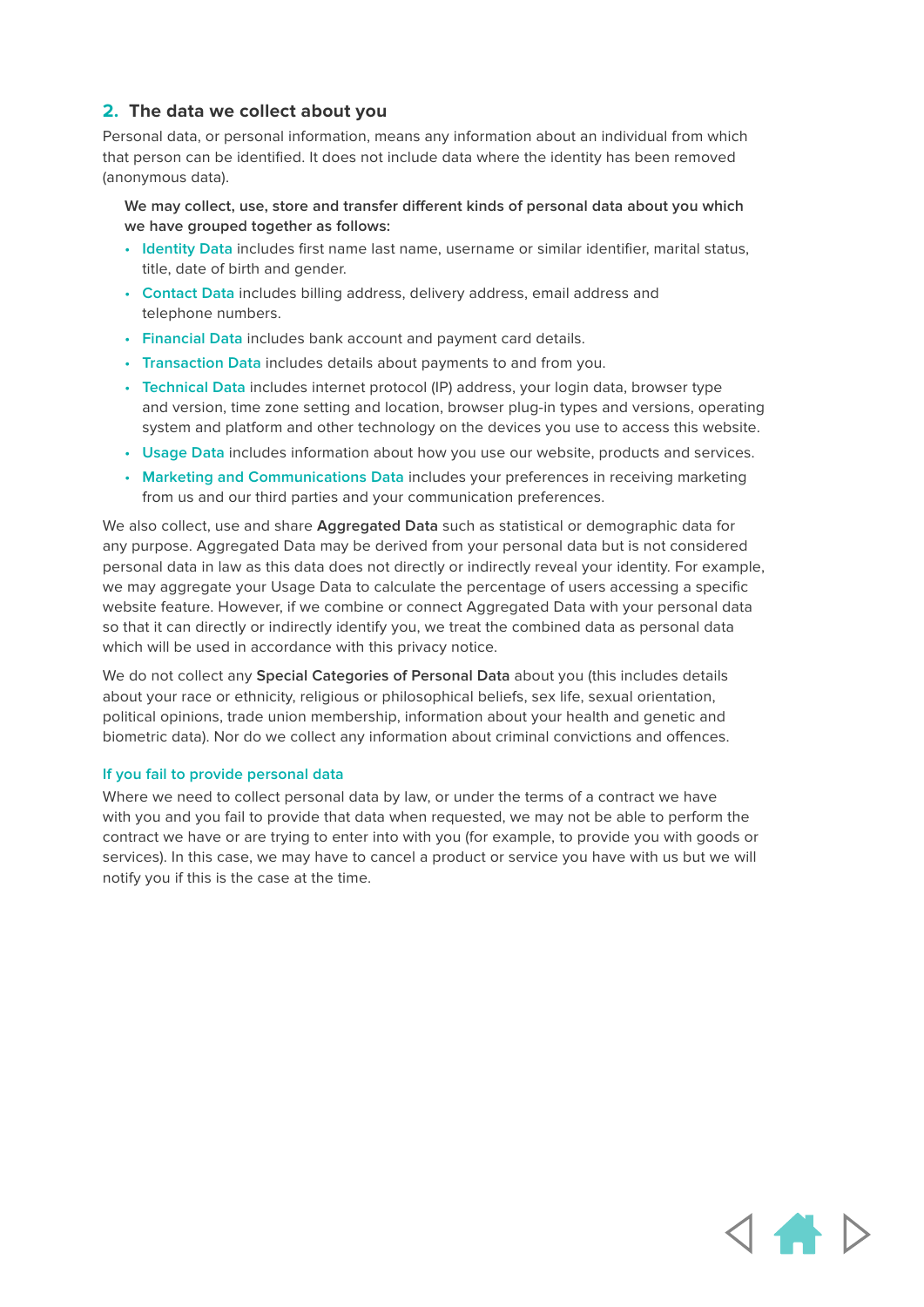## 2. The data we collect about you

Personal data, or personal information, means any information about an individual from which that person can be identified. It does not include data where the identity has been removed (anonymous data).

**We may collect, use, store and transfer different kinds of personal data about you which we have grouped together as follows:**

- Identity Data includes first name last name, username or similar identifier, marital status, title, date of birth and gender.
- Contact Data includes billing address, delivery address, email address and telephone numbers.
- Financial Data includes bank account and payment card details.
- Transaction Data includes details about payments to and from you.
- Technical Data includes internet protocol (IP) address, your login data, browser type and version, time zone setting and location, browser plug-in types and versions, operating system and platform and other technology on the devices you use to access this website.
- Usage Data includes information about how you use our website, products and services.
- Marketing and Communications Data includes your preferences in receiving marketing from us and our third parties and your communication preferences.

We also collect, use and share **Aggregated Data** such as statistical or demographic data for any purpose. Aggregated Data may be derived from your personal data but is not considered personal data in law as this data does not directly or indirectly reveal your identity. For example, we may aggregate your Usage Data to calculate the percentage of users accessing a specific website feature. However, if we combine or connect Aggregated Data with your personal data so that it can directly or indirectly identify you, we treat the combined data as personal data which will be used in accordance with this privacy notice.

We do not collect any **Special Categories of Personal Data** about you (this includes details about your race or ethnicity, religious or philosophical beliefs, sex life, sexual orientation, political opinions, trade union membership, information about your health and genetic and biometric data). Nor do we collect any information about criminal convictions and offences.

### If you fail to provide personal data

Where we need to collect personal data by law, or under the terms of a contract we have with you and you fail to provide that data when requested, we may not be able to perform the contract we have or are trying to enter into with you (for example, to provide you with goods or services). In this case, we may have to cancel a product or service you have with us but we will notify you if this is the case at the time.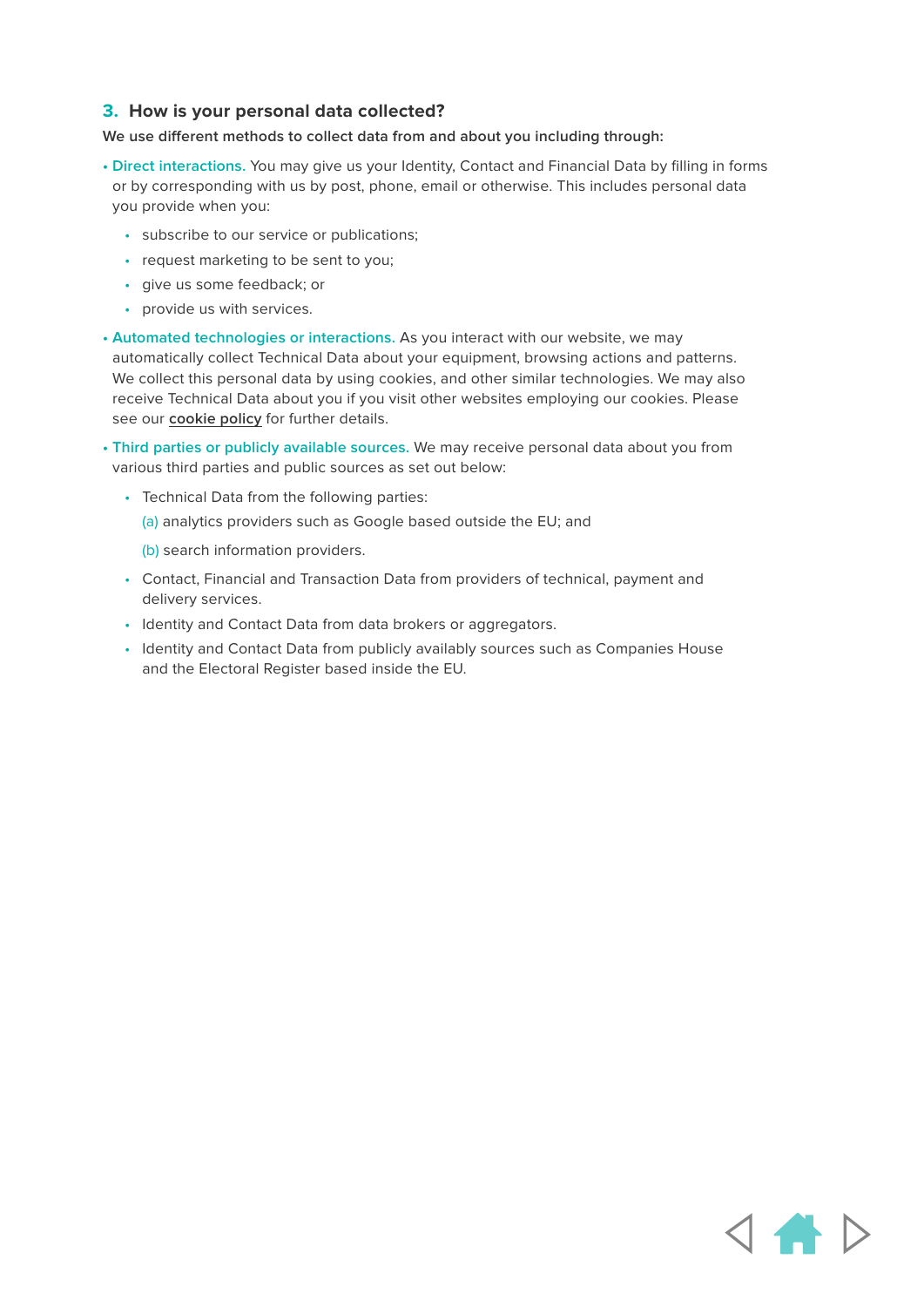## 3. How is your personal data collected?

**We use different methods to collect data from and about you including through:**

- Direct interactions. You may give us your Identity, Contact and Financial Data by filling in forms or by corresponding with us by post, phone, email or otherwise. This includes personal data you provide when you:
  - subscribe to our service or publications;
  - request marketing to be sent to you;
  - give us some feedback; or
  - provide us with services.
- Automated technologies or interactions. As you interact with our website, we may automatically collect Technical Data about your equipment, browsing actions and patterns. We collect this personal data by using cookies, and other similar technologies. We may also receive Technical Data about you if you visit other websites employing our cookies. Please see our cookie policy for further details.
- Third parties or publicly available sources. We may receive personal data about you from various third parties and public sources as set out below:
  - Technical Data from the following parties:

    (a) analytics providers such as Google based outside the EU; and

    (b) search information providers.
  - Contact, Financial and Transaction Data from providers of technical, payment and delivery services.
  - Identity and Contact Data from data brokers or aggregators.
  - Identity and Contact Data from publicly availably sources such as Companies House and the Electoral Register based inside the EU.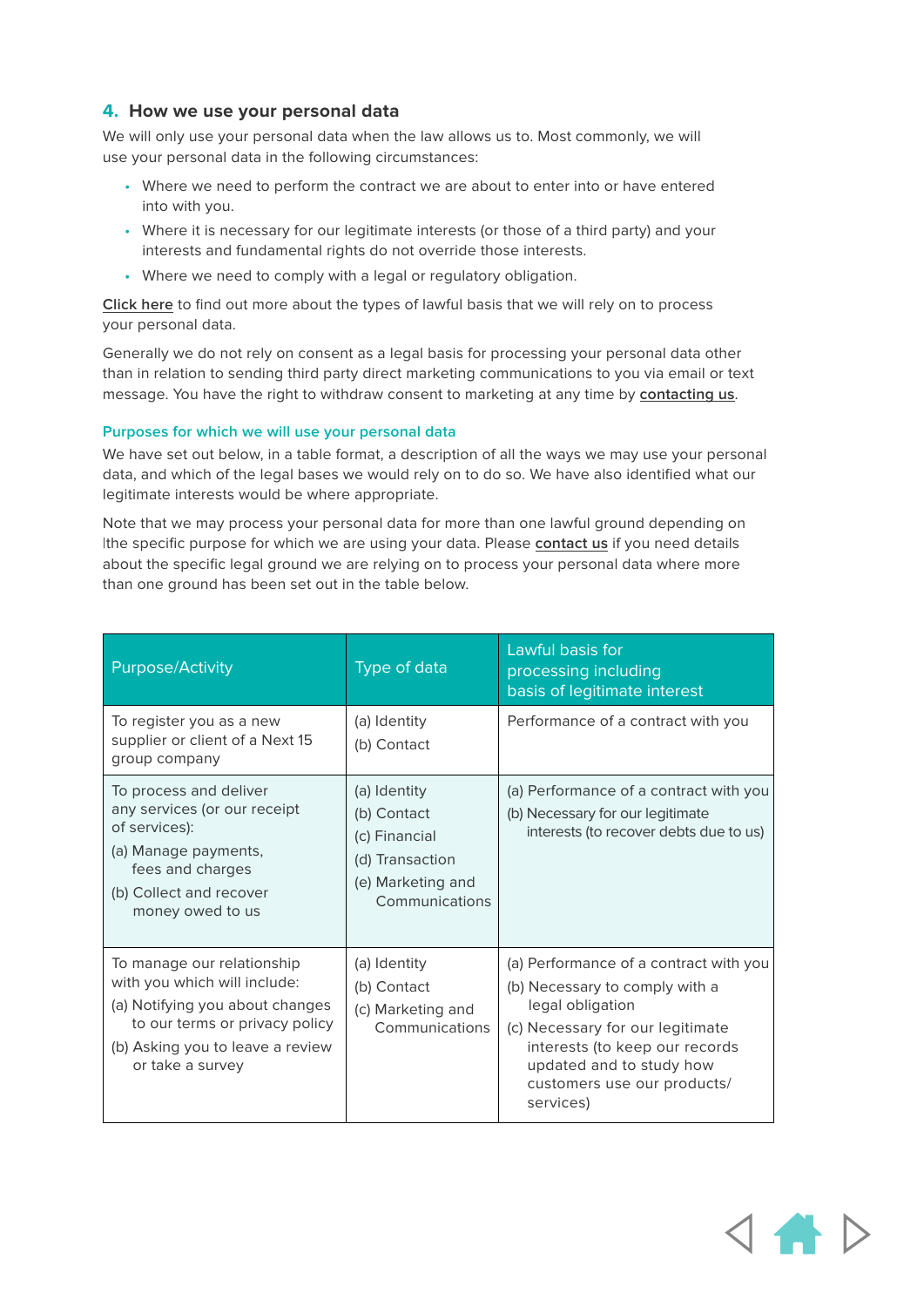## 4. How we use your personal data

We will only use your personal data when the law allows us to. Most commonly, we will use your personal data in the following circumstances:

- Where we need to perform the contract we are about to enter into or have entered into with you.
- Where it is necessary for our legitimate interests (or those of a third party) and your interests and fundamental rights do not override those interests.
- Where we need to comply with a legal or regulatory obligation.

Click here to find out more about the types of lawful basis that we will rely on to process your personal data.

Generally we do not rely on consent as a legal basis for processing your personal data other than in relation to sending third party direct marketing communications to you via email or text message. You have the right to withdraw consent to marketing at any time by **contacting us**.

### Purposes for which we will use your personal data

We have set out below, in a table format, a description of all the ways we may use your personal data, and which of the legal bases we would rely on to do so. We have also identified what our legitimate interests would be where appropriate.

Note that we may process your personal data for more than one lawful ground depending on lthe specific purpose for which we are using your data. Please **contact us** if you need details about the specific legal ground we are relying on to process your personal data where more than one ground has been set out in the table below.

| Purpose/Activity | Type of data | Lawful basis for processing including basis of legitimate interest |
|---|---|---|
| To register you as a new supplier or client of a Next 15 group company | (a) Identity<br>(b) Contact | Performance of a contract with you |
| To process and deliver any services (or our receipt of services):<br>(a) Manage payments, fees and charges<br>(b) Collect and recover money owed to us | (a) Identity<br>(b) Contact<br>(c) Financial<br>(d) Transaction<br>(e) Marketing and Communications | (a) Performance of a contract with you<br>(b) Necessary for our legitimate interests (to recover debts due to us) |
| To manage our relationship with you which will include:<br>(a) Notifying you about changes to our terms or privacy policy<br>(b) Asking you to leave a review or take a survey | (a) Identity<br>(b) Contact<br>(c) Marketing and Communications | (a) Performance of a contract with you<br>(b) Necessary to comply with a legal obligation<br>(c) Necessary for our legitimate interests (to keep our records updated and to study how customers use our products/ services) |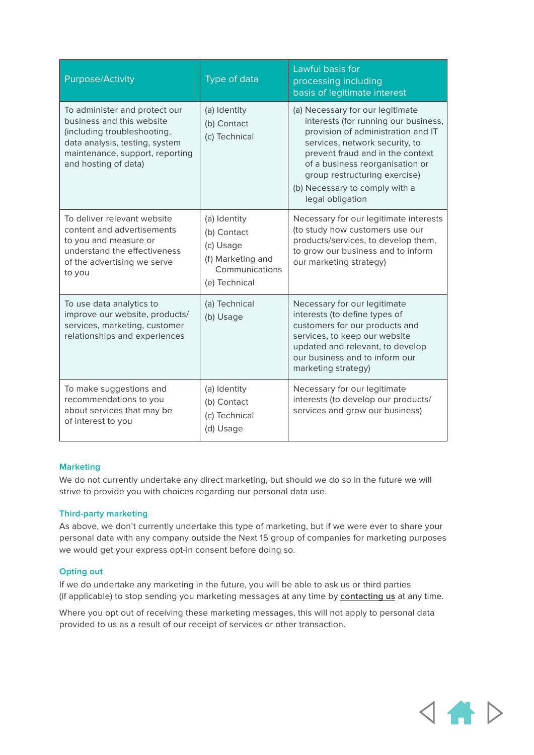| Purpose/Activity | Type of data | Lawful basis for processing including basis of legitimate interest |
|---|---|---|
| To administer and protect our business and this website (including troubleshooting, data analysis, testing, system maintenance, support, reporting and hosting of data) | (a) Identity<br>(b) Contact<br>(c) Technical | (a) Necessary for our legitimate interests (for running our business, provision of administration and IT services, network security, to prevent fraud and in the context of a business reorganisation or group restructuring exercise)<br>(b) Necessary to comply with a legal obligation |
| To deliver relevant website content and advertisements to you and measure or understand the effectiveness of the advertising we serve to you | (a) Identity<br>(b) Contact<br>(c) Usage<br>(f) Marketing and Communications<br>(e) Technical | Necessary for our legitimate interests (to study how customers use our products/services, to develop them, to grow our business and to inform our marketing strategy) |
| To use data analytics to improve our website, products/services, marketing, customer relationships and experiences | (a) Technical<br>(b) Usage | Necessary for our legitimate interests (to define types of customers for our products and services, to keep our website updated and relevant, to develop our business and to inform our marketing strategy) |
| To make suggestions and recommendations to you about services that may be of interest to you | (a) Identity<br>(b) Contact<br>(c) Technical<br>(d) Usage | Necessary for our legitimate interests (to develop our products/services and grow our business) |

### Marketing

We do not currently undertake any direct marketing, but should we do so in the future we will strive to provide you with choices regarding our personal data use.

### Third-party marketing

As above, we don't currently undertake this type of marketing, but if we were ever to share your personal data with any company outside the Next 15 group of companies for marketing purposes we would get your express opt-in consent before doing so.

### Opting out

If we do undertake any marketing in the future, you will be able to ask us or third parties (if applicable) to stop sending you marketing messages at any time by **contacting us** at any time.

Where you opt out of receiving these marketing messages, this will not apply to personal data provided to us as a result of our receipt of services or other transaction.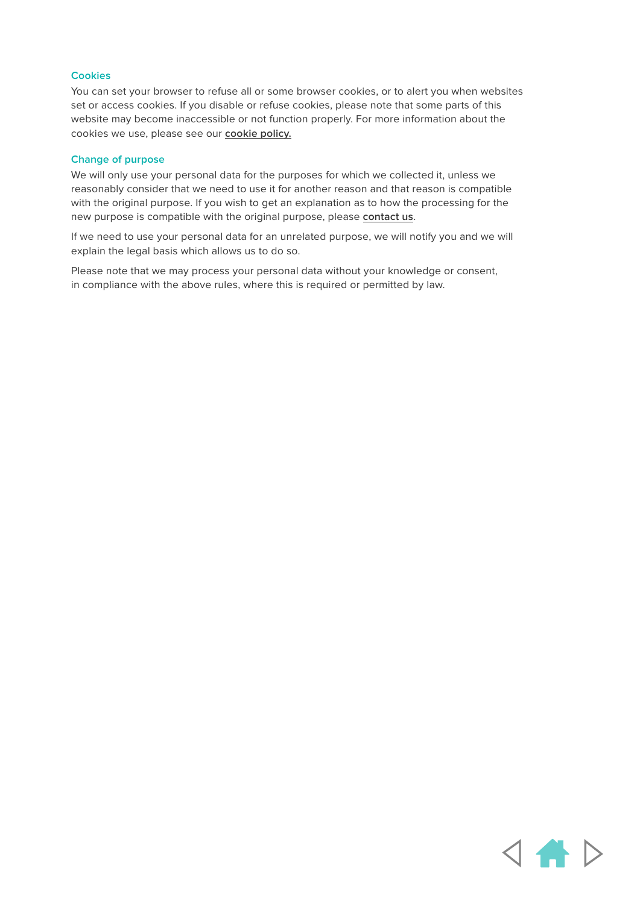### Cookies

You can set your browser to refuse all or some browser cookies, or to alert you when websites set or access cookies. If you disable or refuse cookies, please note that some parts of this website may become inaccessible or not function properly. For more information about the cookies we use, please see our **cookie policy.**

### Change of purpose

We will only use your personal data for the purposes for which we collected it, unless we reasonably consider that we need to use it for another reason and that reason is compatible with the original purpose. If you wish to get an explanation as to how the processing for the new purpose is compatible with the original purpose, please **contact us**.

If we need to use your personal data for an unrelated purpose, we will notify you and we will explain the legal basis which allows us to do so.

Please note that we may process your personal data without your knowledge or consent, in compliance with the above rules, where this is required or permitted by law.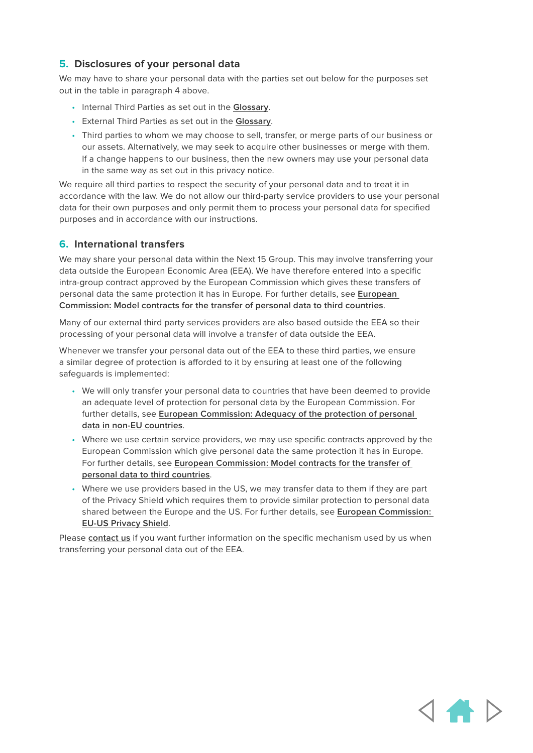## 5. Disclosures of your personal data

We may have to share your personal data with the parties set out below for the purposes set out in the table in paragraph 4 above.

- Internal Third Parties as set out in the Glossary.
- External Third Parties as set out in the Glossary.
- Third parties to whom we may choose to sell, transfer, or merge parts of our business or our assets. Alternatively, we may seek to acquire other businesses or merge with them. If a change happens to our business, then the new owners may use your personal data in the same way as set out in this privacy notice.

We require all third parties to respect the security of your personal data and to treat it in accordance with the law. We do not allow our third-party service providers to use your personal data for their own purposes and only permit them to process your personal data for specified purposes and in accordance with our instructions.

## 6. International transfers

We may share your personal data within the Next 15 Group. This may involve transferring your data outside the European Economic Area (EEA). We have therefore entered into a specific intra-group contract approved by the European Commission which gives these transfers of personal data the same protection it has in Europe. For further details, see European Commission: Model contracts for the transfer of personal data to third countries.

Many of our external third party services providers are also based outside the EEA so their processing of your personal data will involve a transfer of data outside the EEA.

Whenever we transfer your personal data out of the EEA to these third parties, we ensure a similar degree of protection is afforded to it by ensuring at least one of the following safeguards is implemented:

- We will only transfer your personal data to countries that have been deemed to provide an adequate level of protection for personal data by the European Commission. For further details, see European Commission: Adequacy of the protection of personal data in non-EU countries.
- Where we use certain service providers, we may use specific contracts approved by the European Commission which give personal data the same protection it has in Europe. For further details, see European Commission: Model contracts for the transfer of personal data to third countries.
- Where we use providers based in the US, we may transfer data to them if they are part of the Privacy Shield which requires them to provide similar protection to personal data shared between the Europe and the US. For further details, see European Commission: EU-US Privacy Shield.

Please contact us if you want further information on the specific mechanism used by us when transferring your personal data out of the EEA.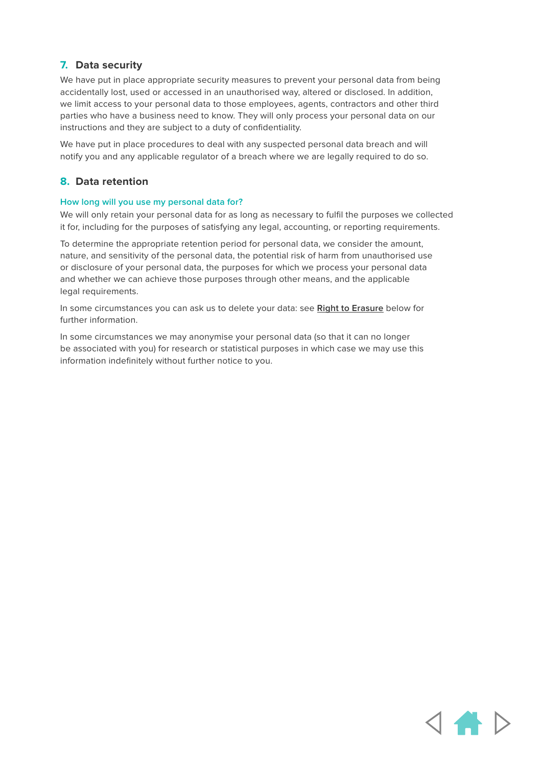## 7. Data security

We have put in place appropriate security measures to prevent your personal data from being accidentally lost, used or accessed in an unauthorised way, altered or disclosed. In addition, we limit access to your personal data to those employees, agents, contractors and other third parties who have a business need to know. They will only process your personal data on our instructions and they are subject to a duty of confidentiality.

We have put in place procedures to deal with any suspected personal data breach and will notify you and any applicable regulator of a breach where we are legally required to do so.

## 8. Data retention

### How long will you use my personal data for?

We will only retain your personal data for as long as necessary to fulfil the purposes we collected it for, including for the purposes of satisfying any legal, accounting, or reporting requirements.

To determine the appropriate retention period for personal data, we consider the amount, nature, and sensitivity of the personal data, the potential risk of harm from unauthorised use or disclosure of your personal data, the purposes for which we process your personal data and whether we can achieve those purposes through other means, and the applicable legal requirements.

In some circumstances you can ask us to delete your data: see **Right to Erasure** below for further information.

In some circumstances we may anonymise your personal data (so that it can no longer be associated with you) for research or statistical purposes in which case we may use this information indefinitely without further notice to you.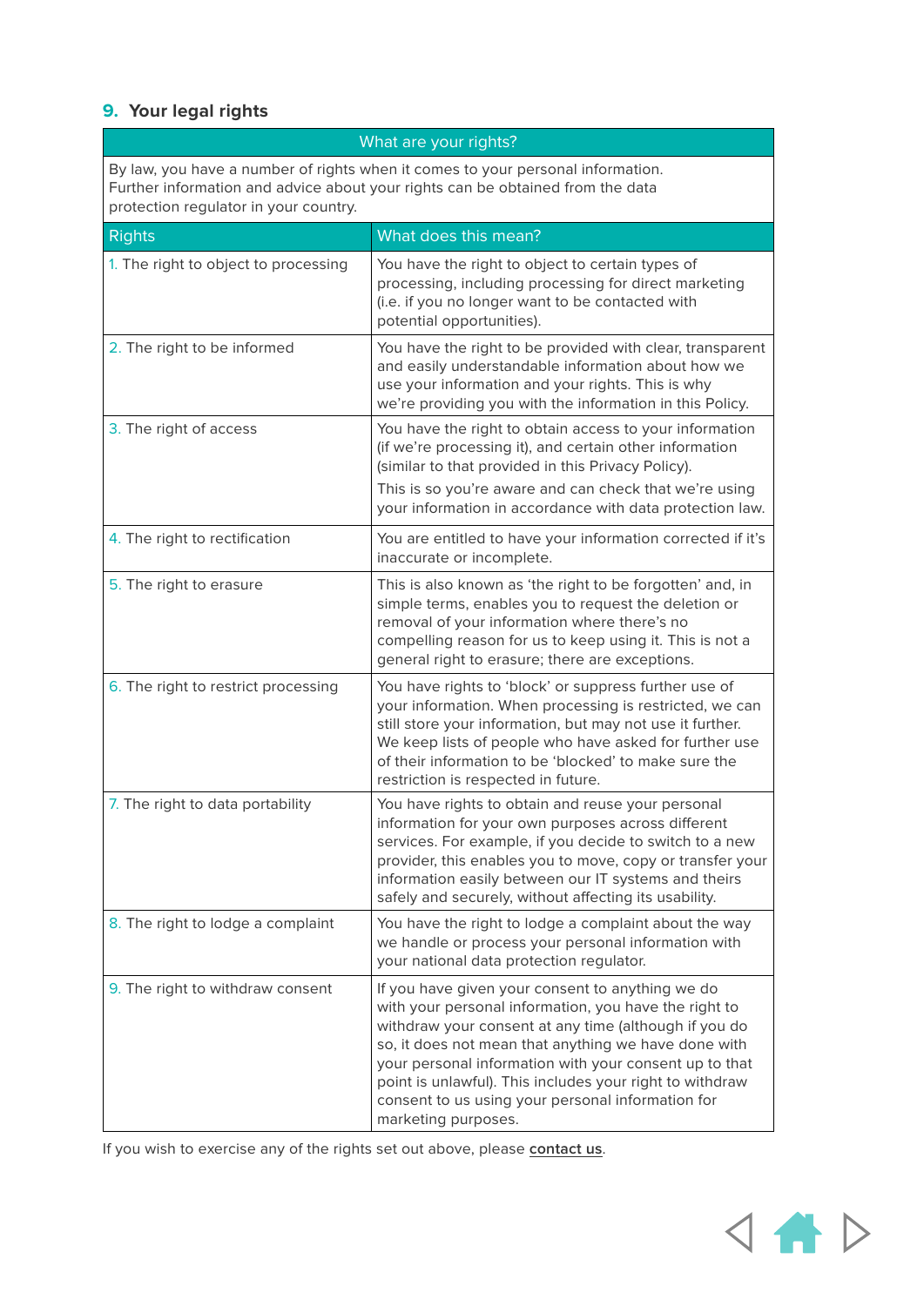## 9. Your legal rights

| What are your rights? | |
|---|---|
| By law, you have a number of rights when it comes to your personal information. Further information and advice about your rights can be obtained from the data protection regulator in your country. | |
| **Rights** | **What does this mean?** |
| 1. The right to object to processing | You have the right to object to certain types of processing, including processing for direct marketing (i.e. if you no longer want to be contacted with potential opportunities). |
| 2. The right to be informed | You have the right to be provided with clear, transparent and easily understandable information about how we use your information and your rights. This is why we're providing you with the information in this Policy. |
| 3. The right of access | You have the right to obtain access to your information (if we're processing it), and certain other information (similar to that provided in this Privacy Policy).<br>This is so you're aware and can check that we're using your information in accordance with data protection law. |
| 4. The right to rectification | You are entitled to have your information corrected if it's inaccurate or incomplete. |
| 5. The right to erasure | This is also known as 'the right to be forgotten' and, in simple terms, enables you to request the deletion or removal of your information where there's no compelling reason for us to keep using it. This is not a general right to erasure; there are exceptions. |
| 6. The right to restrict processing | You have rights to 'block' or suppress further use of your information. When processing is restricted, we can still store your information, but may not use it further. We keep lists of people who have asked for further use of their information to be 'blocked' to make sure the restriction is respected in future. |
| 7. The right to data portability | You have rights to obtain and reuse your personal information for your own purposes across different services. For example, if you decide to switch to a new provider, this enables you to move, copy or transfer your information easily between our IT systems and theirs safely and securely, without affecting its usability. |
| 8. The right to lodge a complaint | You have the right to lodge a complaint about the way we handle or process your personal information with your national data protection regulator. |
| 9. The right to withdraw consent | If you have given your consent to anything we do with your personal information, you have the right to withdraw your consent at any time (although if you do so, it does not mean that anything we have done with your personal information with your consent up to that point is unlawful). This includes your right to withdraw consent to us using your personal information for marketing purposes. |

If you wish to exercise any of the rights set out above, please **contact us**.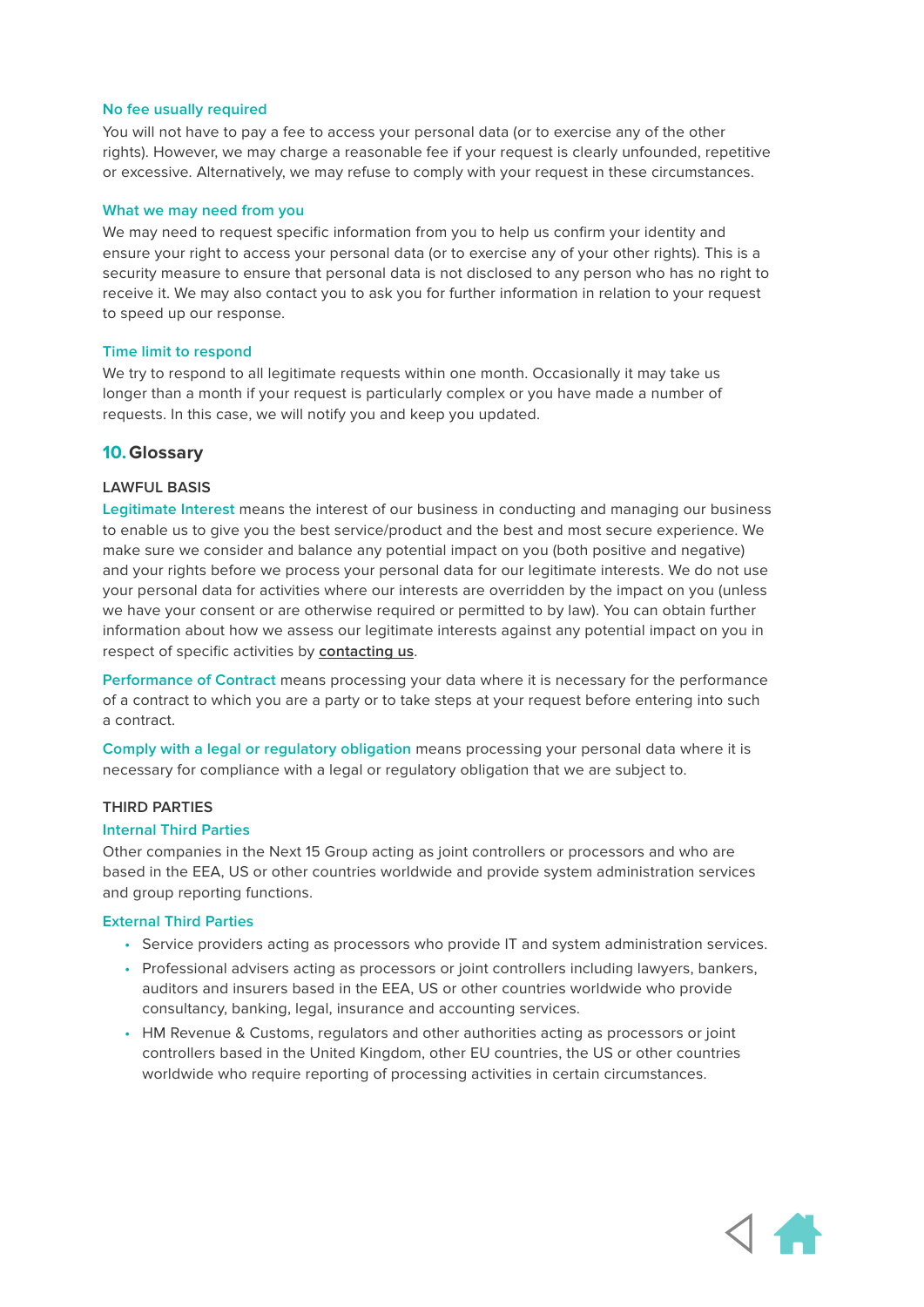### No fee usually required

You will not have to pay a fee to access your personal data (or to exercise any of the other rights). However, we may charge a reasonable fee if your request is clearly unfounded, repetitive or excessive. Alternatively, we may refuse to comply with your request in these circumstances.

### What we may need from you

We may need to request specific information from you to help us confirm your identity and ensure your right to access your personal data (or to exercise any of your other rights). This is a security measure to ensure that personal data is not disclosed to any person who has no right to receive it. We may also contact you to ask you for further information in relation to your request to speed up our response.

### Time limit to respond

We try to respond to all legitimate requests within one month. Occasionally it may take us longer than a month if your request is particularly complex or you have made a number of requests. In this case, we will notify you and keep you updated.

## 10. Glossary

### LAWFUL BASIS

**Legitimate Interest** means the interest of our business in conducting and managing our business to enable us to give you the best service/product and the best and most secure experience. We make sure we consider and balance any potential impact on you (both positive and negative) and your rights before we process your personal data for our legitimate interests. We do not use your personal data for activities where our interests are overridden by the impact on you (unless we have your consent or are otherwise required or permitted to by law). You can obtain further information about how we assess our legitimate interests against any potential impact on you in respect of specific activities by contacting us.

**Performance of Contract** means processing your data where it is necessary for the performance of a contract to which you are a party or to take steps at your request before entering into such a contract.

**Comply with a legal or regulatory obligation** means processing your personal data where it is necessary for compliance with a legal or regulatory obligation that we are subject to.

### THIRD PARTIES

#### Internal Third Parties

Other companies in the Next 15 Group acting as joint controllers or processors and who are based in the EEA, US or other countries worldwide and provide system administration services and group reporting functions.

#### External Third Parties

- Service providers acting as processors who provide IT and system administration services.
- Professional advisers acting as processors or joint controllers including lawyers, bankers, auditors and insurers based in the EEA, US or other countries worldwide who provide consultancy, banking, legal, insurance and accounting services.
- HM Revenue & Customs, regulators and other authorities acting as processors or joint controllers based in the United Kingdom, other EU countries, the US or other countries worldwide who require reporting of processing activities in certain circumstances.